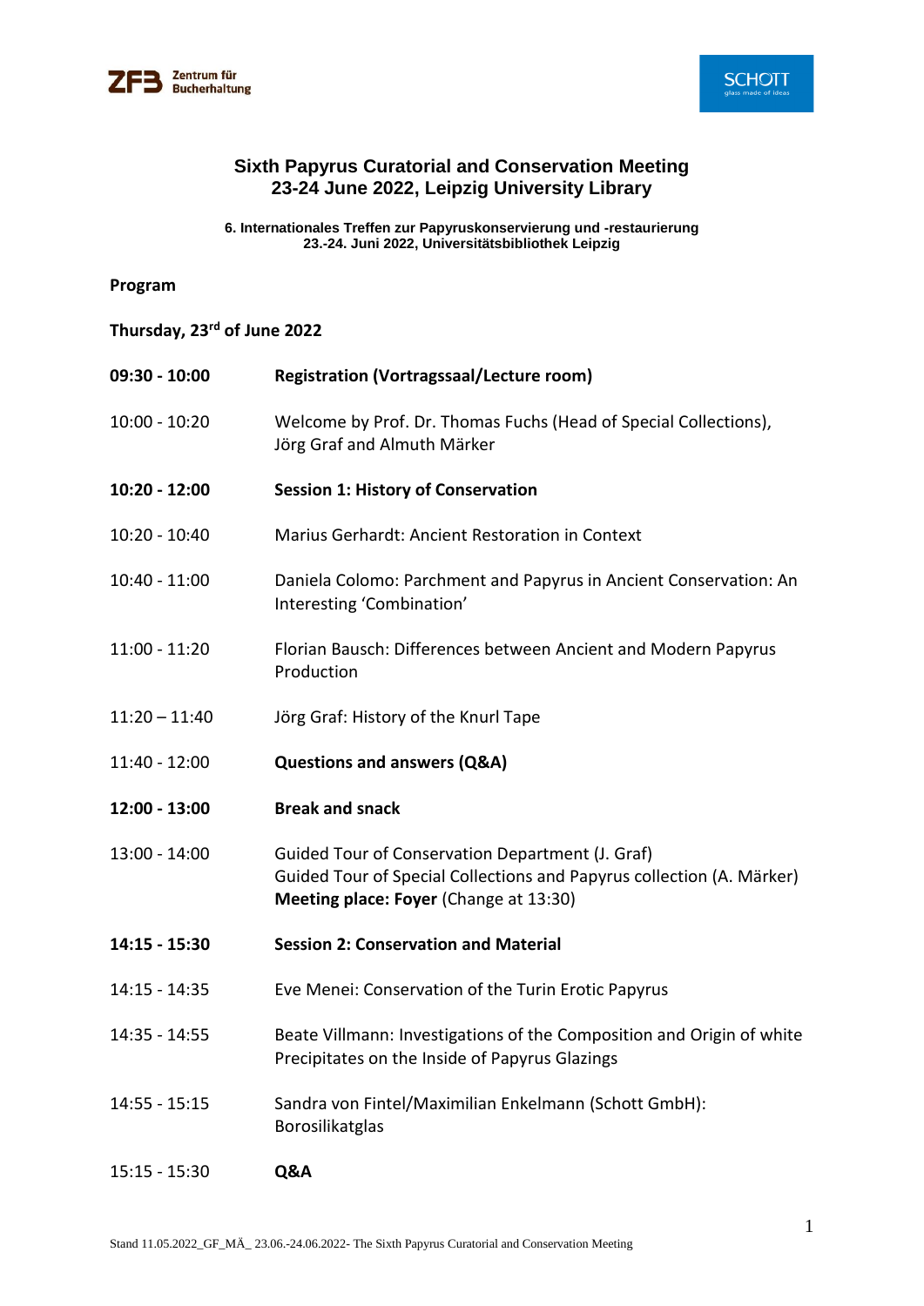ZFB Zentrum für Bucherhaltung

SCHOTT glass made of ideas

# Sixth Papyrus Curatorial and Conservation Meeting
# 23-24 June 2022, Leipzig University Library

**6. Internationales Treffen zur Papyruskonservierung und -restaurierung**
**23.-24. Juni 2022, Universitätsbibliothek Leipzig**

**Program**

**Thursday, 23rd of June 2022**

| | |
|---|---|
| **09:30 - 10:00** | **Registration (Vortragssaal/Lecture room)** |
| 10:00 - 10:20 | Welcome by Prof. Dr. Thomas Fuchs (Head of Special Collections), Jörg Graf and Almuth Märker |
| **10:20 - 12:00** | **Session 1: History of Conservation** |
| 10:20 - 10:40 | Marius Gerhardt: Ancient Restoration in Context |
| 10:40 - 11:00 | Daniela Colomo: Parchment and Papyrus in Ancient Conservation: An Interesting 'Combination' |
| 11:00 - 11:20 | Florian Bausch: Differences between Ancient and Modern Papyrus Production |
| 11:20 – 11:40 | Jörg Graf: History of the Knurl Tape |
| 11:40 - 12:00 | **Questions and answers (Q&A)** |
| **12:00 - 13:00** | **Break and snack** |
| 13:00 - 14:00 | Guided Tour of Conservation Department (J. Graf)<br>Guided Tour of Special Collections and Papyrus collection (A. Märker)<br>**Meeting place: Foyer** (Change at 13:30) |
| **14:15 - 15:30** | **Session 2: Conservation and Material** |
| 14:15 - 14:35 | Eve Menei: Conservation of the Turin Erotic Papyrus |
| 14:35 - 14:55 | Beate Villmann: Investigations of the Composition and Origin of white Precipitates on the Inside of Papyrus Glazings |
| 14:55 - 15:15 | Sandra von Fintel/Maximilian Enkelmann (Schott GmbH): Borosilikatglas |
| 15:15 - 15:30 | **Q&A** |

Stand 11.05.2022_GF_MÄ_ 23.06.-24.06.2022- The Sixth Papyrus Curatorial and Conservation Meeting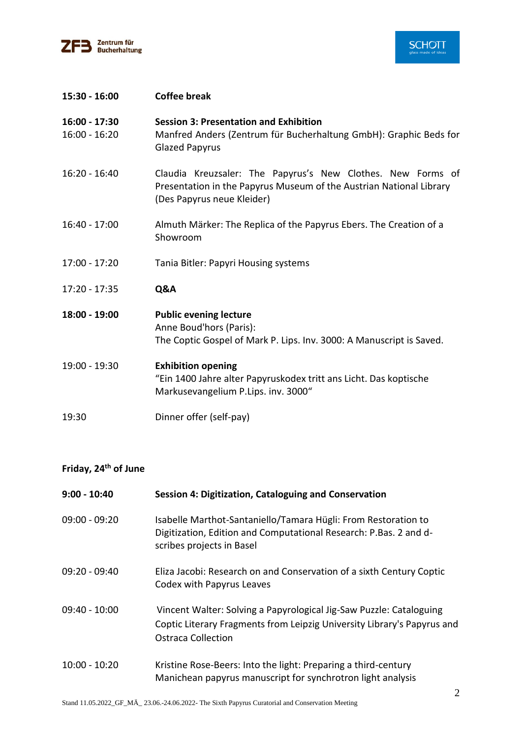| | |
|---|---|
| **15:30 - 16:00** | **Coffee break** |
| **16:00 - 17:30** | **Session 3: Presentation and Exhibition** |
| 16:00 - 16:20 | Manfred Anders (Zentrum für Bucherhaltung GmbH): Graphic Beds for Glazed Papyrus |
| 16:20 - 16:40 | Claudia Kreuzsaler: The Papyrus's New Clothes. New Forms of Presentation in the Papyrus Museum of the Austrian National Library (Des Papyrus neue Kleider) |
| 16:40 - 17:00 | Almuth Märker: The Replica of the Papyrus Ebers. The Creation of a Showroom |
| 17:00 - 17:20 | Tania Bitler: Papyri Housing systems |
| 17:20 - 17:35 | **Q&A** |
| **18:00 - 19:00** | **Public evening lecture**<br>Anne Boud'hors (Paris):<br>The Coptic Gospel of Mark P. Lips. Inv. 3000: A Manuscript is Saved. |
| 19:00 - 19:30 | **Exhibition opening**<br>"Ein 1400 Jahre alter Papyruskodex tritt ans Licht. Das koptische Markusevangelium P.Lips. inv. 3000" |
| 19:30 | Dinner offer (self-pay) |

**Friday, 24th of June**

| | |
|---|---|
| **9:00 - 10:40** | **Session 4: Digitization, Cataloguing and Conservation** |
| 09:00 - 09:20 | Isabelle Marthot-Santaniello/Tamara Hügli: From Restoration to Digitization, Edition and Computational Research: P.Bas. 2 and d-scribes projects in Basel |
| 09:20 - 09:40 | Eliza Jacobi: Research on and Conservation of a sixth Century Coptic Codex with Papyrus Leaves |
| 09:40 - 10:00 | Vincent Walter: Solving a Papyrological Jig-Saw Puzzle: Cataloguing Coptic Literary Fragments from Leipzig University Library's Papyrus and Ostraca Collection |
| 10:00 - 10:20 | Kristine Rose-Beers: Into the light: Preparing a third-century Manichean papyrus manuscript for synchrotron light analysis |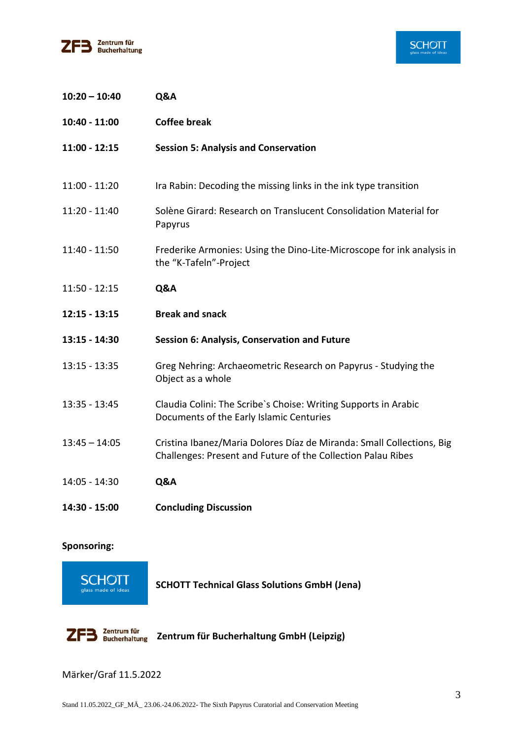| | |
|---|---|
| **10:20 – 10:40** | **Q&A** |
| **10:40 - 11:00** | **Coffee break** |
| **11:00 - 12:15** | **Session 5: Analysis and Conservation** |
| 11:00 - 11:20 | Ira Rabin: Decoding the missing links in the ink type transition |
| 11:20 - 11:40 | Solène Girard: Research on Translucent Consolidation Material for Papyrus |
| 11:40 - 11:50 | Frederike Armonies: Using the Dino-Lite-Microscope for ink analysis in the "K-Tafeln"-Project |
| 11:50 - 12:15 | **Q&A** |
| **12:15 - 13:15** | **Break and snack** |
| **13:15 - 14:30** | **Session 6: Analysis, Conservation and Future** |
| 13:15 - 13:35 | Greg Nehring: Archaeometric Research on Papyrus - Studying the Object as a whole |
| 13:35 - 13:45 | Claudia Colini: The Scribe`s Choise: Writing Supports in Arabic Documents of the Early Islamic Centuries |
| 13:45 – 14:05 | Cristina Ibanez/Maria Dolores Díaz de Miranda: Small Collections, Big Challenges: Present and Future of the Collection Palau Ribes |
| 14:05 - 14:30 | **Q&A** |
| **14:30 - 15:00** | **Concluding Discussion** |

**Sponsoring:**

**SCHOTT Technical Glass Solutions GmbH (Jena)**

**Zentrum für Bucherhaltung GmbH (Leipzig)**

Märker/Graf 11.5.2022